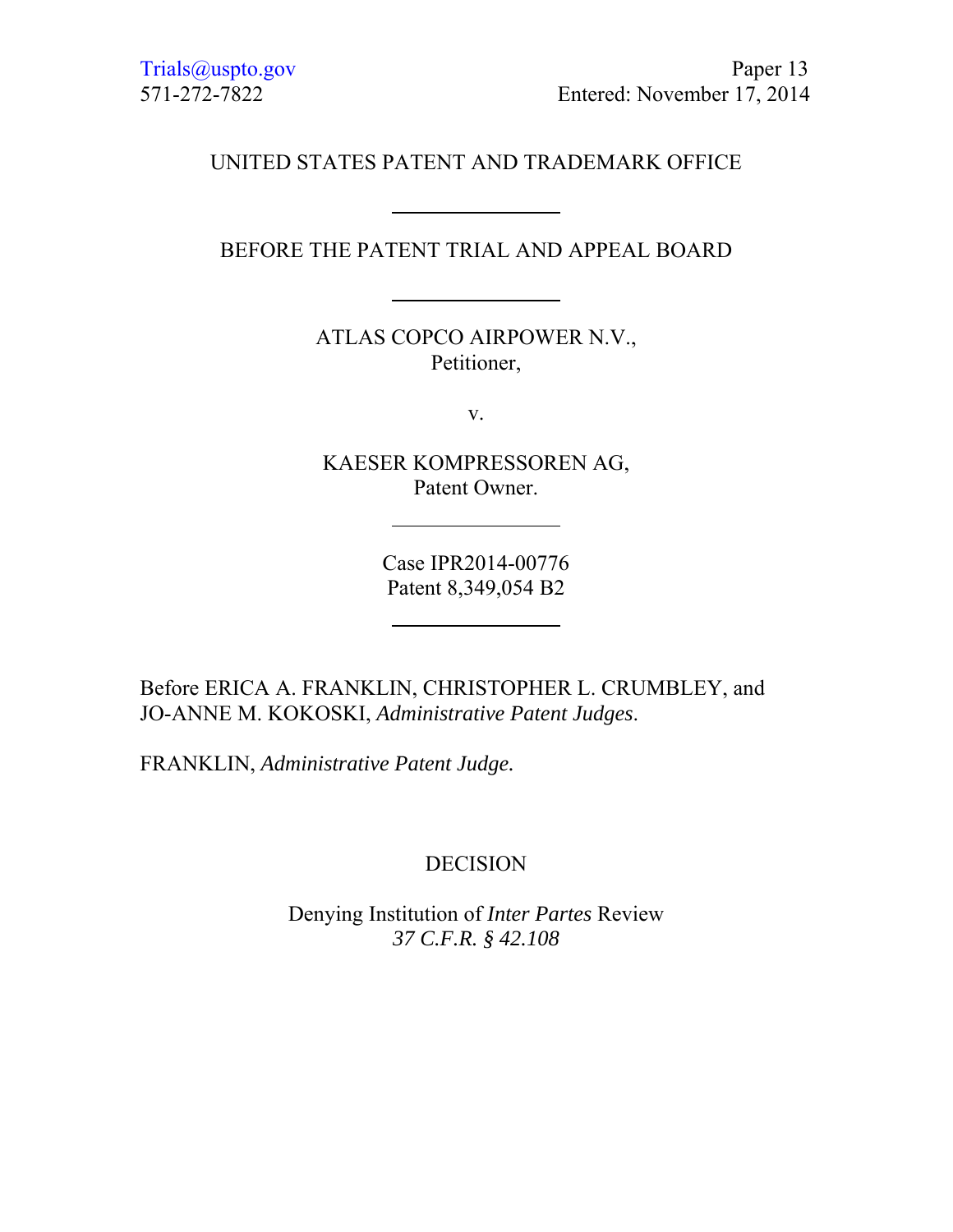Trials@uspto.gov
571-272-7822

Paper 13
Entered: November 17, 2014

UNITED STATES PATENT AND TRADEMARK OFFICE

---

BEFORE THE PATENT TRIAL AND APPEAL BOARD

---

ATLAS COPCO AIRPOWER N.V.,
Petitioner,

v.

KAESER KOMPRESSOREN AG,
Patent Owner.

---

Case IPR2014-00776
Patent 8,349,054 B2

---

Before ERICA A. FRANKLIN, CHRISTOPHER L. CRUMBLEY, and JO-ANNE M. KOKOSKI, *Administrative Patent Judges*.

FRANKLIN, *Administrative Patent Judge.*

DECISION

Denying Institution of *Inter Partes* Review
*37 C.F.R. § 42.108*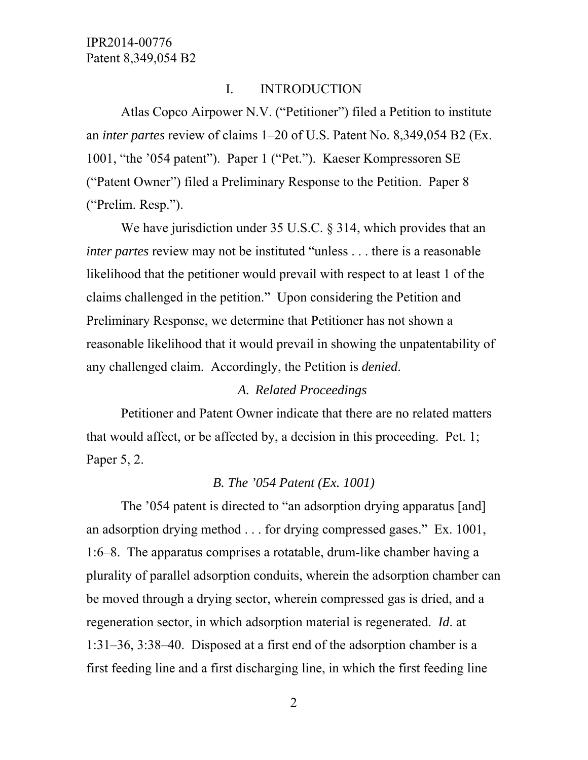## I. INTRODUCTION

Atlas Copco Airpower N.V. ("Petitioner") filed a Petition to institute an *inter partes* review of claims 1–20 of U.S. Patent No. 8,349,054 B2 (Ex. 1001, "the '054 patent"). Paper 1 ("Pet."). Kaeser Kompressoren SE ("Patent Owner") filed a Preliminary Response to the Petition. Paper 8 ("Prelim. Resp.").

We have jurisdiction under 35 U.S.C. § 314, which provides that an *inter partes* review may not be instituted "unless . . . there is a reasonable likelihood that the petitioner would prevail with respect to at least 1 of the claims challenged in the petition." Upon considering the Petition and Preliminary Response, we determine that Petitioner has not shown a reasonable likelihood that it would prevail in showing the unpatentability of any challenged claim. Accordingly, the Petition is *denied*.

### *A. Related Proceedings*

Petitioner and Patent Owner indicate that there are no related matters that would affect, or be affected by, a decision in this proceeding. Pet. 1; Paper 5, 2.

### *B. The '054 Patent (Ex. 1001)*

The '054 patent is directed to "an adsorption drying apparatus [and] an adsorption drying method . . . for drying compressed gases." Ex. 1001, 1:6–8. The apparatus comprises a rotatable, drum-like chamber having a plurality of parallel adsorption conduits, wherein the adsorption chamber can be moved through a drying sector, wherein compressed gas is dried, and a regeneration sector, in which adsorption material is regenerated. *Id*. at 1:31–36, 3:38–40. Disposed at a first end of the adsorption chamber is a first feeding line and a first discharging line, in which the first feeding line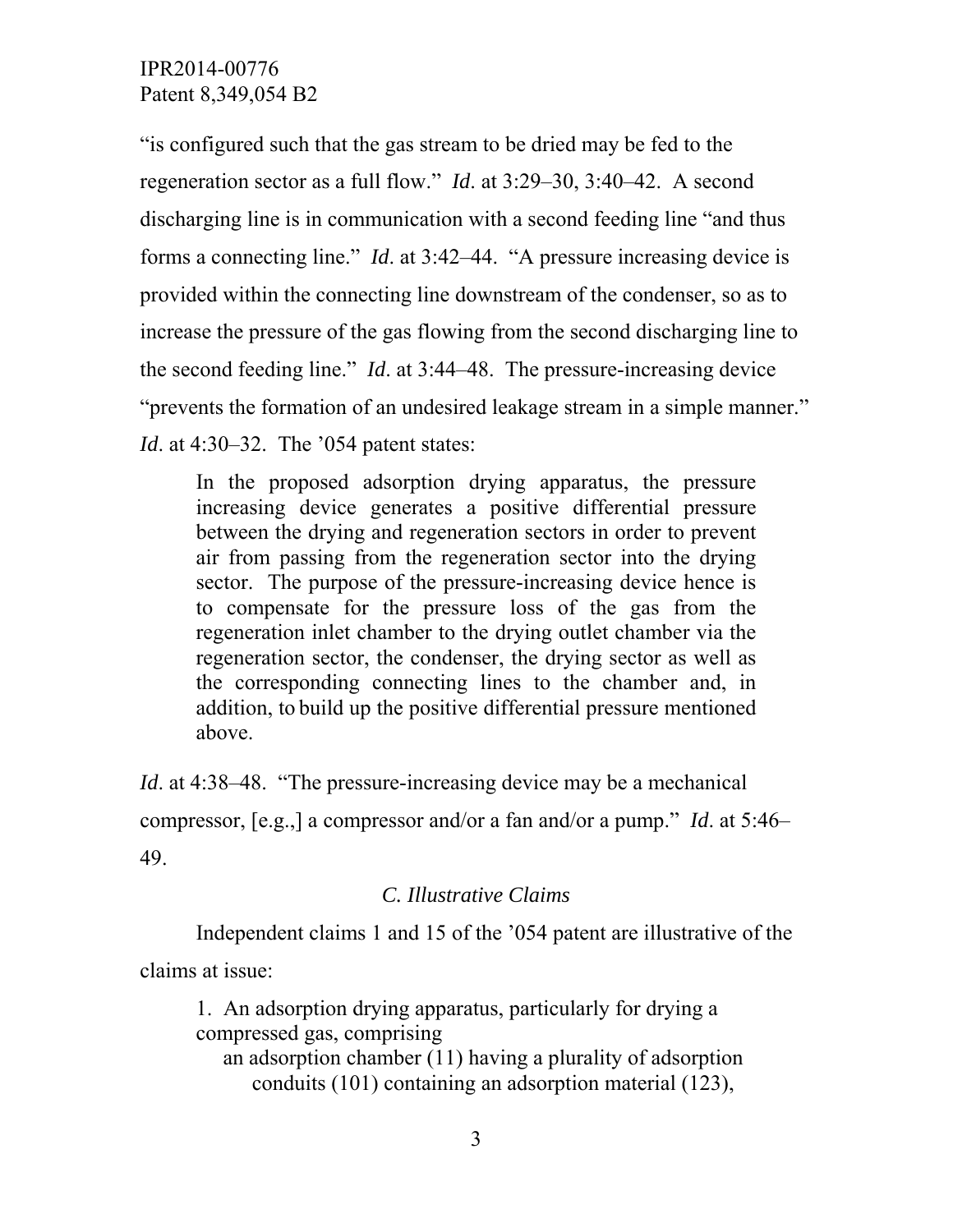"is configured such that the gas stream to be dried may be fed to the regeneration sector as a full flow." *Id*. at 3:29–30, 3:40–42. A second discharging line is in communication with a second feeding line "and thus forms a connecting line." *Id*. at 3:42–44. "A pressure increasing device is provided within the connecting line downstream of the condenser, so as to increase the pressure of the gas flowing from the second discharging line to the second feeding line." *Id*. at 3:44–48. The pressure-increasing device "prevents the formation of an undesired leakage stream in a simple manner." *Id*. at 4:30–32. The '054 patent states:

> In the proposed adsorption drying apparatus, the pressure increasing device generates a positive differential pressure between the drying and regeneration sectors in order to prevent air from passing from the regeneration sector into the drying sector. The purpose of the pressure-increasing device hence is to compensate for the pressure loss of the gas from the regeneration inlet chamber to the drying outlet chamber via the regeneration sector, the condenser, the drying sector as well as the corresponding connecting lines to the chamber and, in addition, to build up the positive differential pressure mentioned above.

*Id*. at 4:38–48. "The pressure-increasing device may be a mechanical compressor, [e.g.,] a compressor and/or a fan and/or a pump." *Id*. at 5:46–49.

### *C. Illustrative Claims*

Independent claims 1 and 15 of the '054 patent are illustrative of the claims at issue:

> 1. An adsorption drying apparatus, particularly for drying a compressed gas, comprising
>
> an adsorption chamber (11) having a plurality of adsorption conduits (101) containing an adsorption material (123),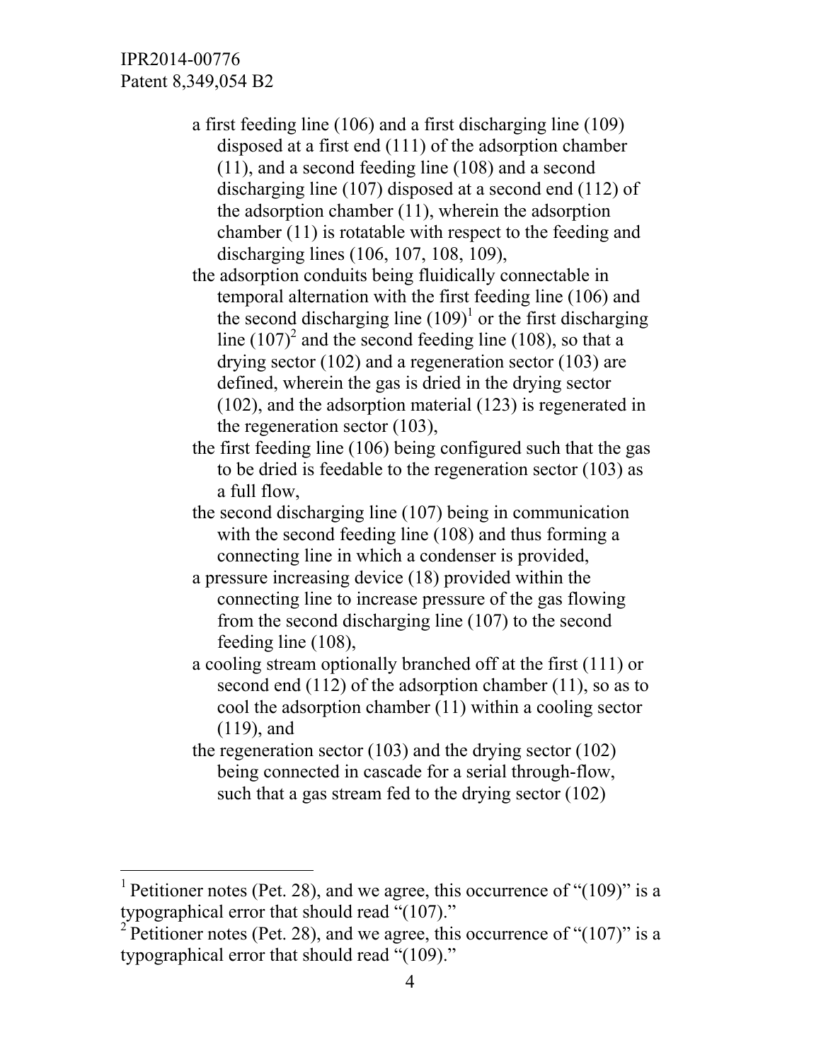a first feeding line (106) and a first discharging line (109) disposed at a first end (111) of the adsorption chamber (11), and a second feeding line (108) and a second discharging line (107) disposed at a second end (112) of the adsorption chamber (11), wherein the adsorption chamber (11) is rotatable with respect to the feeding and discharging lines (106, 107, 108, 109),

the adsorption conduits being fluidically connectable in temporal alternation with the first feeding line (106) and the second discharging line (109)[1] or the first discharging line (107)[2] and the second feeding line (108), so that a drying sector (102) and a regeneration sector (103) are defined, wherein the gas is dried in the drying sector (102), and the adsorption material (123) is regenerated in the regeneration sector (103),

the first feeding line (106) being configured such that the gas to be dried is feedable to the regeneration sector (103) as a full flow,

the second discharging line (107) being in communication with the second feeding line (108) and thus forming a connecting line in which a condenser is provided,

a pressure increasing device (18) provided within the connecting line to increase pressure of the gas flowing from the second discharging line (107) to the second feeding line (108),

a cooling stream optionally branched off at the first (111) or second end (112) of the adsorption chamber (11), so as to cool the adsorption chamber (11) within a cooling sector (119), and

the regeneration sector (103) and the drying sector (102) being connected in cascade for a serial through-flow, such that a gas stream fed to the drying sector (102)

---

[1] Petitioner notes (Pet. 28), and we agree, this occurrence of "(109)" is a typographical error that should read "(107)."

[2] Petitioner notes (Pet. 28), and we agree, this occurrence of "(107)" is a typographical error that should read "(109)."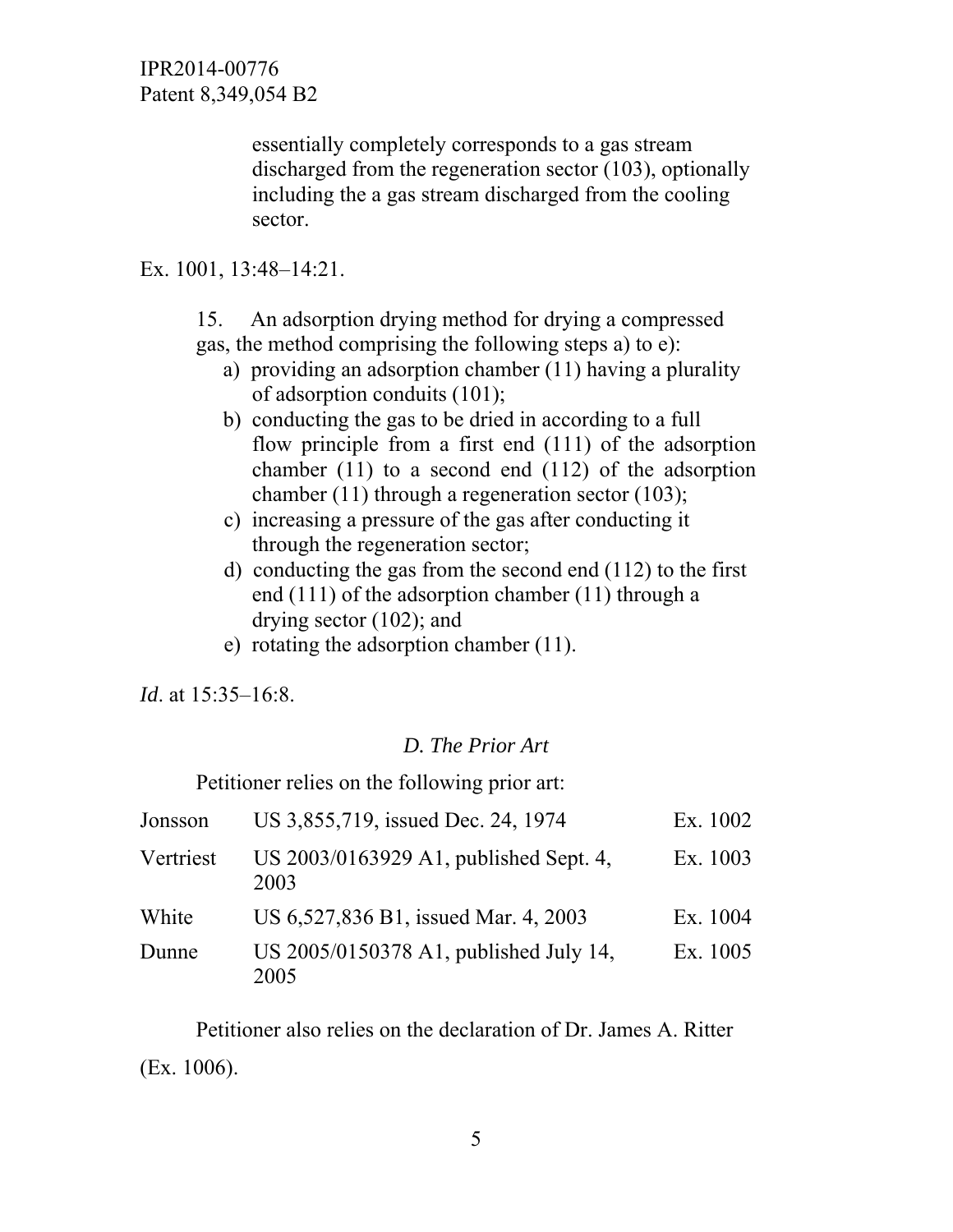> essentially completely corresponds to a gas stream discharged from the regeneration sector (103), optionally including the a gas stream discharged from the cooling sector.

Ex. 1001, 13:48–14:21.

> 15. An adsorption drying method for drying a compressed gas, the method comprising the following steps a) to e):
>
> a) providing an adsorption chamber (11) having a plurality of adsorption conduits (101);
>
> b) conducting the gas to be dried in according to a full flow principle from a first end (111) of the adsorption chamber (11) to a second end (112) of the adsorption chamber (11) through a regeneration sector (103);
>
> c) increasing a pressure of the gas after conducting it through the regeneration sector;
>
> d) conducting the gas from the second end (112) to the first end (111) of the adsorption chamber (11) through a drying sector (102); and
>
> e) rotating the adsorption chamber (11).

*Id*. at 15:35–16:8.

### *D. The Prior Art*

Petitioner relies on the following prior art:

| | | |
|---|---|---|
| Jonsson | US 3,855,719, issued Dec. 24, 1974 | Ex. 1002 |
| Vertriest | US 2003/0163929 A1, published Sept. 4, 2003 | Ex. 1003 |
| White | US 6,527,836 B1, issued Mar. 4, 2003 | Ex. 1004 |
| Dunne | US 2005/0150378 A1, published July 14, 2005 | Ex. 1005 |

Petitioner also relies on the declaration of Dr. James A. Ritter (Ex. 1006).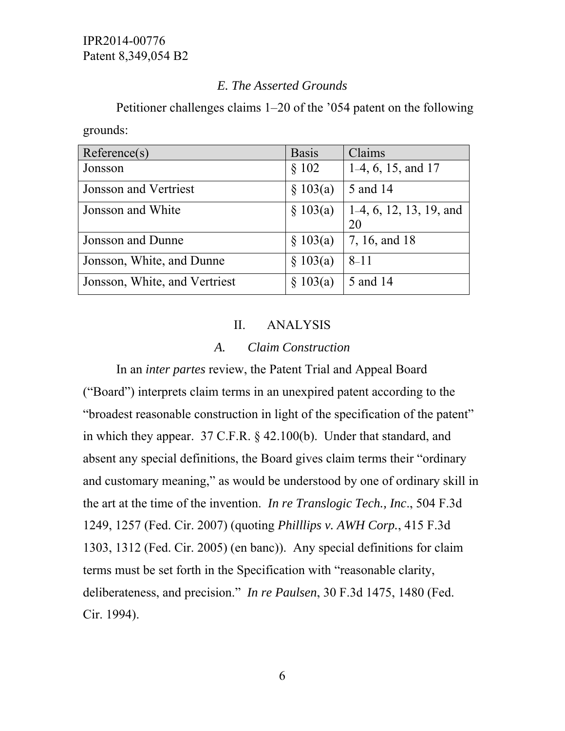### *E. The Asserted Grounds*

Petitioner challenges claims 1–20 of the ’054 patent on the following grounds:

| Reference(s) | Basis | Claims |
|---|---|---|
| Jonsson | § 102 | 1–4, 6, 15, and 17 |
| Jonsson and Vertriest | § 103(a) | 5 and 14 |
| Jonsson and White | § 103(a) | 1–4, 6, 12, 13, 19, and 20 |
| Jonsson and Dunne | § 103(a) | 7, 16, and 18 |
| Jonsson, White, and Dunne | § 103(a) | 8–11 |
| Jonsson, White, and Vertriest | § 103(a) | 5 and 14 |

## II. ANALYSIS

### *A. Claim Construction*

In an *inter partes* review, the Patent Trial and Appeal Board (“Board”) interprets claim terms in an unexpired patent according to the “broadest reasonable construction in light of the specification of the patent” in which they appear. 37 C.F.R. § 42.100(b). Under that standard, and absent any special definitions, the Board gives claim terms their “ordinary and customary meaning,” as would be understood by one of ordinary skill in the art at the time of the invention. *In re Translogic Tech., Inc*., 504 F.3d 1249, 1257 (Fed. Cir. 2007) (quoting *Philllips v. AWH Corp.*, 415 F.3d 1303, 1312 (Fed. Cir. 2005) (en banc)). Any special definitions for claim terms must be set forth in the Specification with “reasonable clarity, deliberateness, and precision.” *In re Paulsen*, 30 F.3d 1475, 1480 (Fed. Cir. 1994).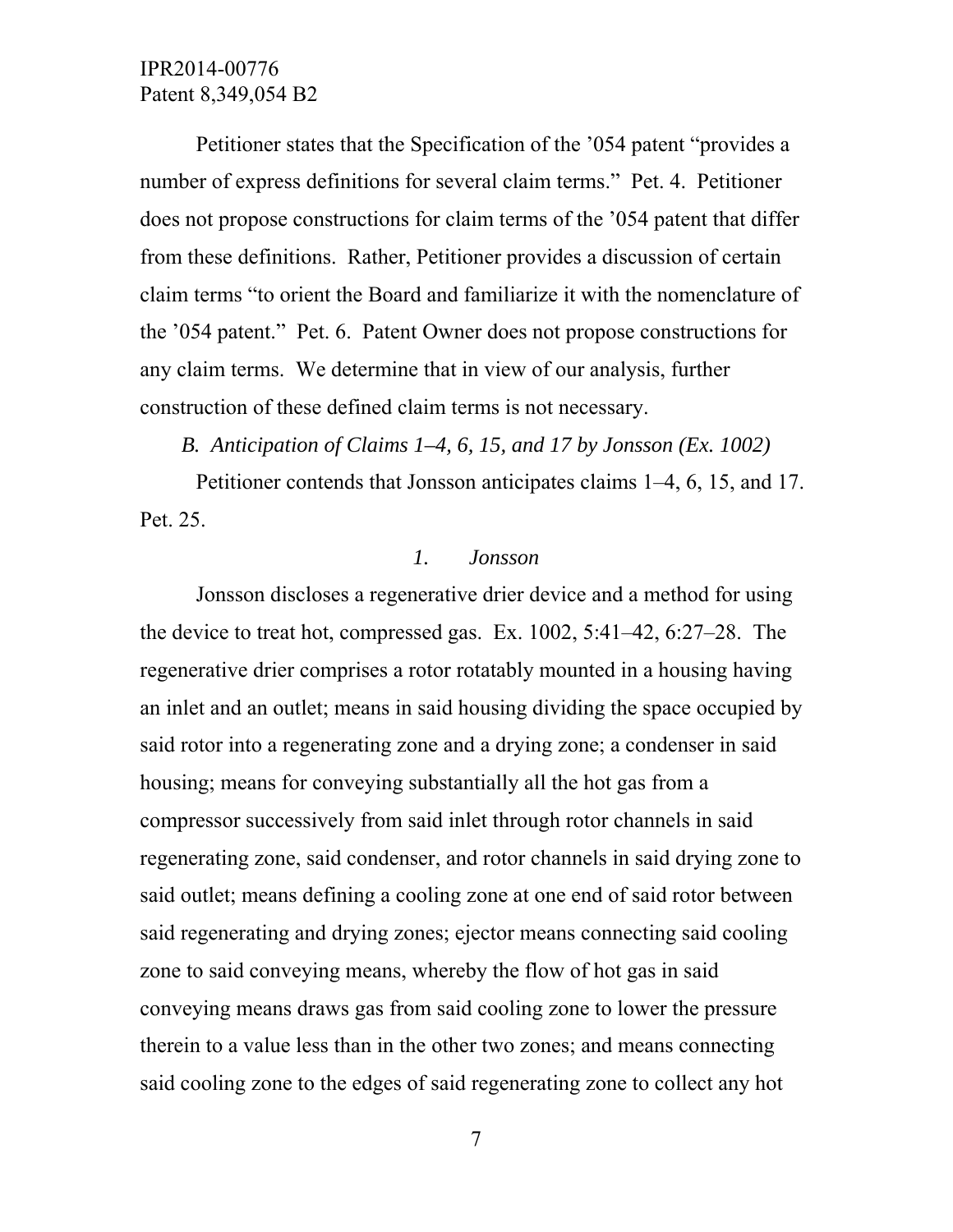Petitioner states that the Specification of the '054 patent "provides a number of express definitions for several claim terms." Pet. 4. Petitioner does not propose constructions for claim terms of the '054 patent that differ from these definitions. Rather, Petitioner provides a discussion of certain claim terms "to orient the Board and familiarize it with the nomenclature of the '054 patent." Pet. 6. Patent Owner does not propose constructions for any claim terms. We determine that in view of our analysis, further construction of these defined claim terms is not necessary.

### *B. Anticipation of Claims 1–4, 6, 15, and 17 by Jonsson (Ex. 1002)*

Petitioner contends that Jonsson anticipates claims 1–4, 6, 15, and 17. Pet. 25.

#### *1. Jonsson*

Jonsson discloses a regenerative drier device and a method for using the device to treat hot, compressed gas. Ex. 1002, 5:41–42, 6:27–28. The regenerative drier comprises a rotor rotatably mounted in a housing having an inlet and an outlet; means in said housing dividing the space occupied by said rotor into a regenerating zone and a drying zone; a condenser in said housing; means for conveying substantially all the hot gas from a compressor successively from said inlet through rotor channels in said regenerating zone, said condenser, and rotor channels in said drying zone to said outlet; means defining a cooling zone at one end of said rotor between said regenerating and drying zones; ejector means connecting said cooling zone to said conveying means, whereby the flow of hot gas in said conveying means draws gas from said cooling zone to lower the pressure therein to a value less than in the other two zones; and means connecting said cooling zone to the edges of said regenerating zone to collect any hot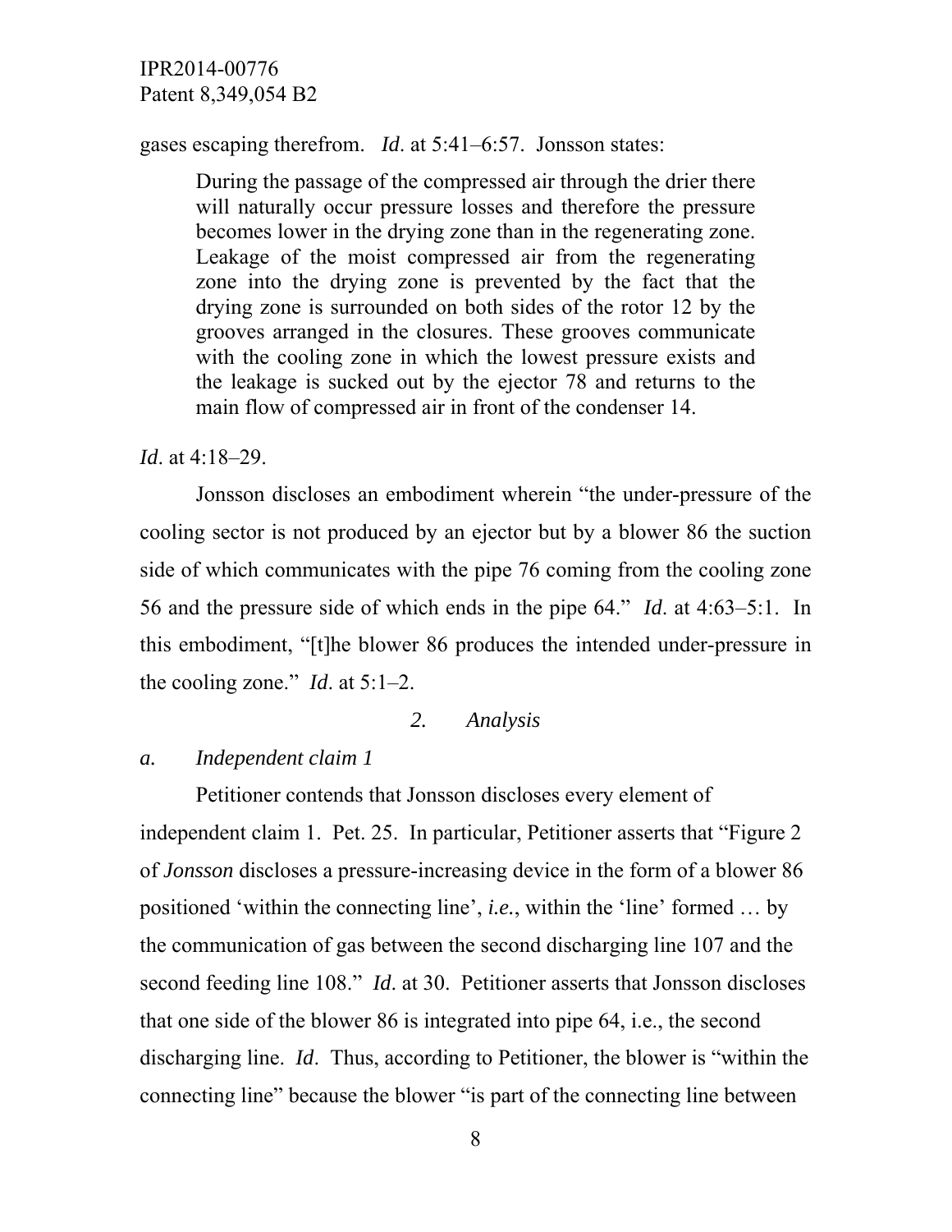gases escaping therefrom. *Id*. at 5:41–6:57. Jonsson states:

> During the passage of the compressed air through the drier there will naturally occur pressure losses and therefore the pressure becomes lower in the drying zone than in the regenerating zone. Leakage of the moist compressed air from the regenerating zone into the drying zone is prevented by the fact that the drying zone is surrounded on both sides of the rotor 12 by the grooves arranged in the closures. These grooves communicate with the cooling zone in which the lowest pressure exists and the leakage is sucked out by the ejector 78 and returns to the main flow of compressed air in front of the condenser 14.

*Id*. at 4:18–29.

Jonsson discloses an embodiment wherein "the under-pressure of the cooling sector is not produced by an ejector but by a blower 86 the suction side of which communicates with the pipe 76 coming from the cooling zone 56 and the pressure side of which ends in the pipe 64." *Id*. at 4:63–5:1. In this embodiment, "[t]he blower 86 produces the intended under-pressure in the cooling zone." *Id*. at 5:1–2.

### *2. Analysis*

#### *a. Independent claim 1*

Petitioner contends that Jonsson discloses every element of independent claim 1. Pet. 25. In particular, Petitioner asserts that "Figure 2 of *Jonsson* discloses a pressure-increasing device in the form of a blower 86 positioned 'within the connecting line', *i.e.*, within the 'line' formed … by the communication of gas between the second discharging line 107 and the second feeding line 108." *Id*. at 30. Petitioner asserts that Jonsson discloses that one side of the blower 86 is integrated into pipe 64, i.e., the second discharging line. *Id*. Thus, according to Petitioner, the blower is "within the connecting line" because the blower "is part of the connecting line between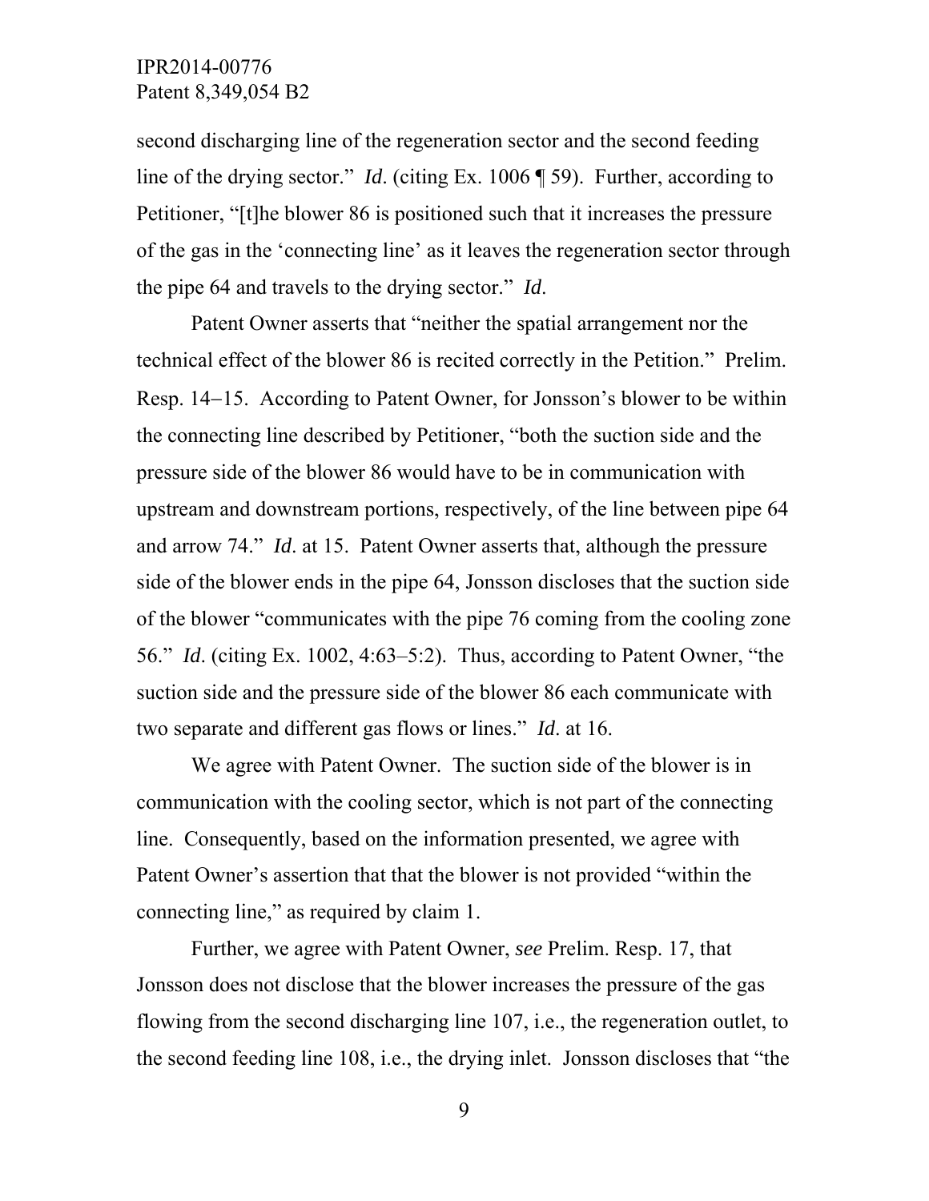second discharging line of the regeneration sector and the second feeding line of the drying sector." *Id*. (citing Ex. 1006 ¶ 59). Further, according to Petitioner, "[t]he blower 86 is positioned such that it increases the pressure of the gas in the 'connecting line' as it leaves the regeneration sector through the pipe 64 and travels to the drying sector." *Id*.

Patent Owner asserts that "neither the spatial arrangement nor the technical effect of the blower 86 is recited correctly in the Petition." Prelim. Resp. 14–15. According to Patent Owner, for Jonsson's blower to be within the connecting line described by Petitioner, "both the suction side and the pressure side of the blower 86 would have to be in communication with upstream and downstream portions, respectively, of the line between pipe 64 and arrow 74." *Id*. at 15. Patent Owner asserts that, although the pressure side of the blower ends in the pipe 64, Jonsson discloses that the suction side of the blower "communicates with the pipe 76 coming from the cooling zone 56." *Id*. (citing Ex. 1002, 4:63–5:2). Thus, according to Patent Owner, "the suction side and the pressure side of the blower 86 each communicate with two separate and different gas flows or lines." *Id*. at 16.

We agree with Patent Owner. The suction side of the blower is in communication with the cooling sector, which is not part of the connecting line. Consequently, based on the information presented, we agree with Patent Owner's assertion that that the blower is not provided "within the connecting line," as required by claim 1.

Further, we agree with Patent Owner, *see* Prelim. Resp. 17, that Jonsson does not disclose that the blower increases the pressure of the gas flowing from the second discharging line 107, i.e., the regeneration outlet, to the second feeding line 108, i.e., the drying inlet. Jonsson discloses that "the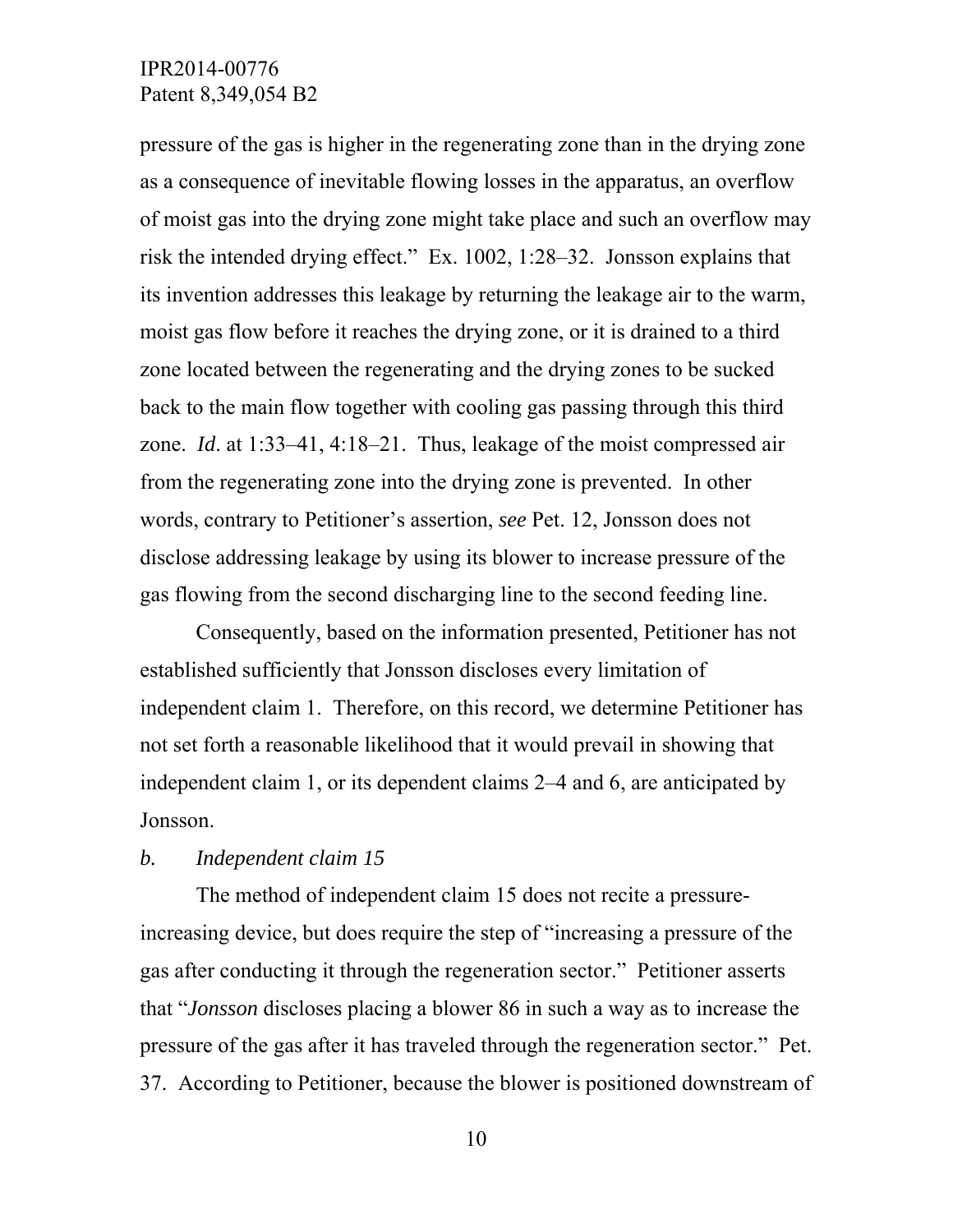pressure of the gas is higher in the regenerating zone than in the drying zone as a consequence of inevitable flowing losses in the apparatus, an overflow of moist gas into the drying zone might take place and such an overflow may risk the intended drying effect." Ex. 1002, 1:28–32. Jonsson explains that its invention addresses this leakage by returning the leakage air to the warm, moist gas flow before it reaches the drying zone, or it is drained to a third zone located between the regenerating and the drying zones to be sucked back to the main flow together with cooling gas passing through this third zone. *Id*. at 1:33–41, 4:18–21. Thus, leakage of the moist compressed air from the regenerating zone into the drying zone is prevented. In other words, contrary to Petitioner's assertion, *see* Pet. 12, Jonsson does not disclose addressing leakage by using its blower to increase pressure of the gas flowing from the second discharging line to the second feeding line.

Consequently, based on the information presented, Petitioner has not established sufficiently that Jonsson discloses every limitation of independent claim 1. Therefore, on this record, we determine Petitioner has not set forth a reasonable likelihood that it would prevail in showing that independent claim 1, or its dependent claims 2–4 and 6, are anticipated by Jonsson.

*b. Independent claim 15*

The method of independent claim 15 does not recite a pressure-increasing device, but does require the step of "increasing a pressure of the gas after conducting it through the regeneration sector." Petitioner asserts that "*Jonsson* discloses placing a blower 86 in such a way as to increase the pressure of the gas after it has traveled through the regeneration sector." Pet. 37. According to Petitioner, because the blower is positioned downstream of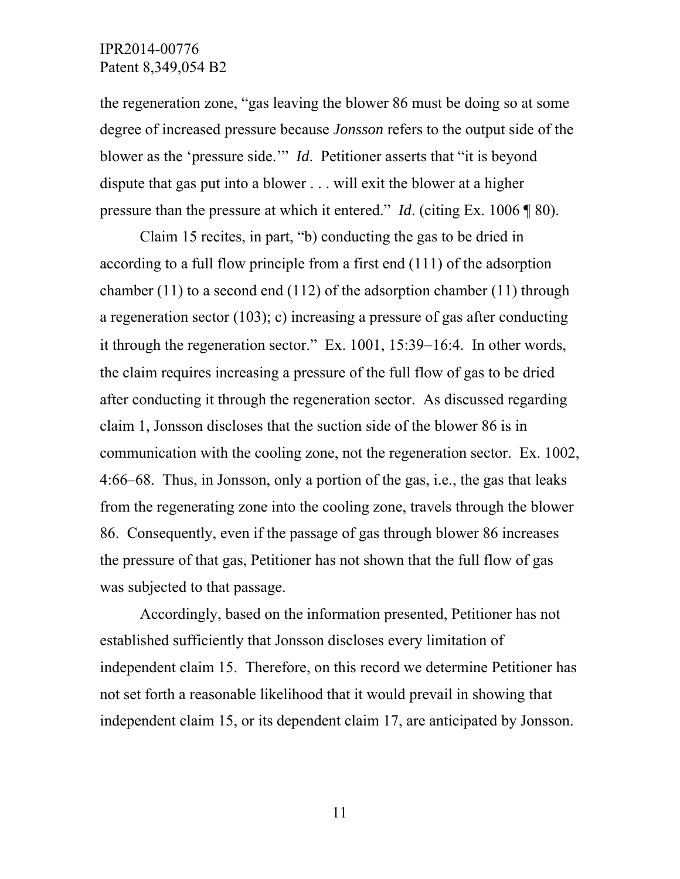the regeneration zone, "gas leaving the blower 86 must be doing so at some degree of increased pressure because *Jonsson* refers to the output side of the blower as the 'pressure side.'" *Id*. Petitioner asserts that "it is beyond dispute that gas put into a blower . . . will exit the blower at a higher pressure than the pressure at which it entered." *Id*. (citing Ex. 1006 ¶ 80).

Claim 15 recites, in part, "b) conducting the gas to be dried in according to a full flow principle from a first end (111) of the adsorption chamber (11) to a second end (112) of the adsorption chamber (11) through a regeneration sector (103); c) increasing a pressure of gas after conducting it through the regeneration sector." Ex. 1001, 15:39−16:4. In other words, the claim requires increasing a pressure of the full flow of gas to be dried after conducting it through the regeneration sector. As discussed regarding claim 1, Jonsson discloses that the suction side of the blower 86 is in communication with the cooling zone, not the regeneration sector. Ex. 1002, 4:66–68. Thus, in Jonsson, only a portion of the gas, i.e., the gas that leaks from the regenerating zone into the cooling zone, travels through the blower 86. Consequently, even if the passage of gas through blower 86 increases the pressure of that gas, Petitioner has not shown that the full flow of gas was subjected to that passage.

Accordingly, based on the information presented, Petitioner has not established sufficiently that Jonsson discloses every limitation of independent claim 15. Therefore, on this record we determine Petitioner has not set forth a reasonable likelihood that it would prevail in showing that independent claim 15, or its dependent claim 17, are anticipated by Jonsson.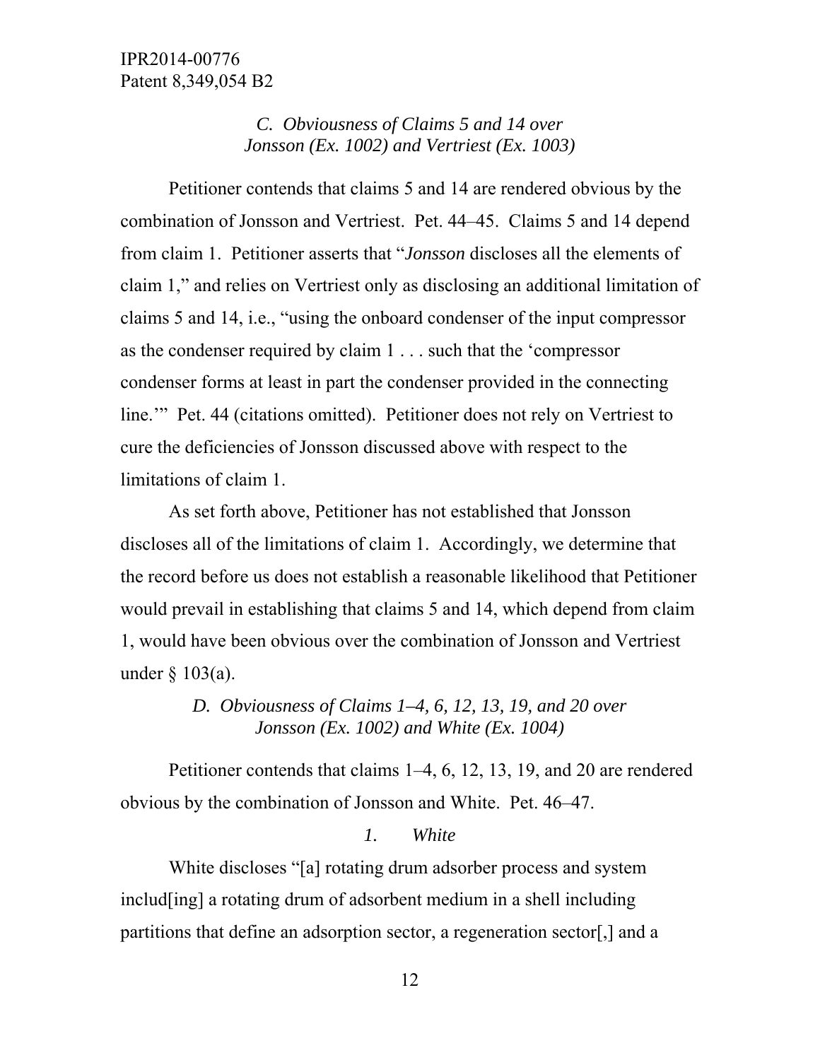### *C. Obviousness of Claims 5 and 14 over Jonsson (Ex. 1002) and Vertriest (Ex. 1003)*

Petitioner contends that claims 5 and 14 are rendered obvious by the combination of Jonsson and Vertriest. Pet. 44–45. Claims 5 and 14 depend from claim 1. Petitioner asserts that "*Jonsson* discloses all the elements of claim 1," and relies on Vertriest only as disclosing an additional limitation of claims 5 and 14, i.e., "using the onboard condenser of the input compressor as the condenser required by claim 1 . . . such that the 'compressor condenser forms at least in part the condenser provided in the connecting line.'" Pet. 44 (citations omitted). Petitioner does not rely on Vertriest to cure the deficiencies of Jonsson discussed above with respect to the limitations of claim 1.

As set forth above, Petitioner has not established that Jonsson discloses all of the limitations of claim 1. Accordingly, we determine that the record before us does not establish a reasonable likelihood that Petitioner would prevail in establishing that claims 5 and 14, which depend from claim 1, would have been obvious over the combination of Jonsson and Vertriest under § 103(a).

### *D. Obviousness of Claims 1–4, 6, 12, 13, 19, and 20 over Jonsson (Ex. 1002) and White (Ex. 1004)*

Petitioner contends that claims 1–4, 6, 12, 13, 19, and 20 are rendered obvious by the combination of Jonsson and White. Pet. 46–47.

#### *1. White*

White discloses "[a] rotating drum adsorber process and system includ[ing] a rotating drum of adsorbent medium in a shell including partitions that define an adsorption sector, a regeneration sector[,] and a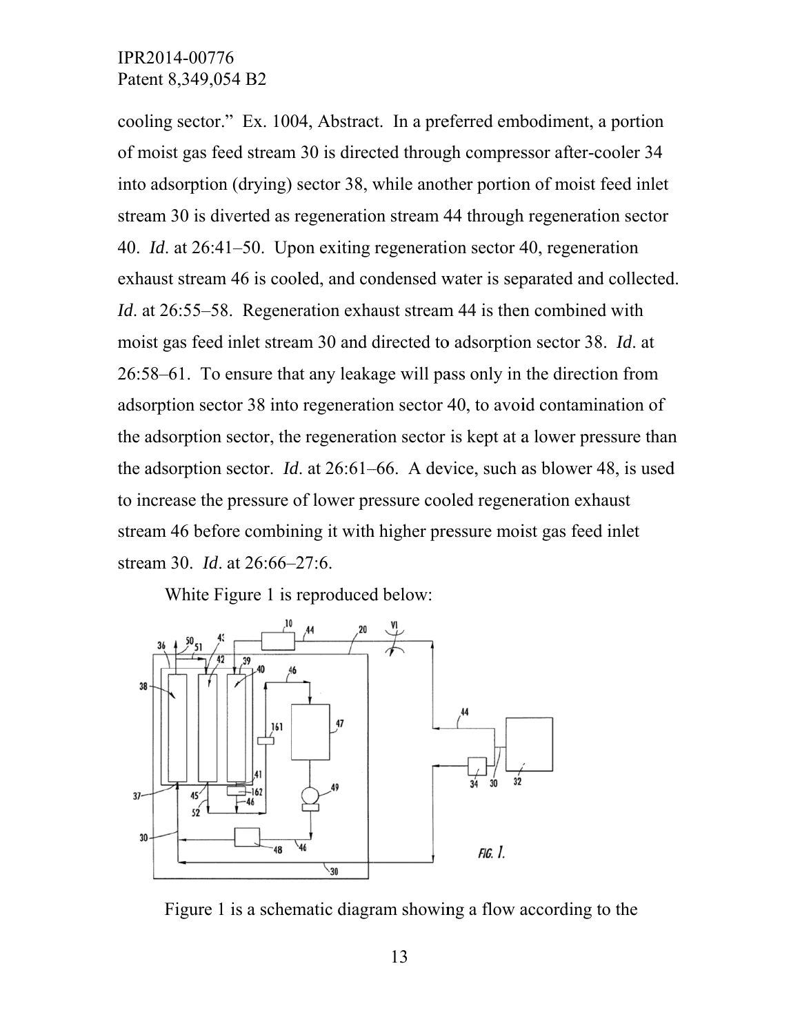cooling sector." Ex. 1004, Abstract. In a preferred embodiment, a portion of moist gas feed stream 30 is directed through compressor after-cooler 34 into adsorption (drying) sector 38, while another portion of moist feed inlet stream 30 is diverted as regeneration stream 44 through regeneration sector 40. *Id*. at 26:41–50. Upon exiting regeneration sector 40, regeneration exhaust stream 46 is cooled, and condensed water is separated and collected. *Id*. at 26:55–58. Regeneration exhaust stream 44 is then combined with moist gas feed inlet stream 30 and directed to adsorption sector 38. *Id*. at 26:58–61. To ensure that any leakage will pass only in the direction from adsorption sector 38 into regeneration sector 40, to avoid contamination of the adsorption sector, the regeneration sector is kept at a lower pressure than the adsorption sector. *Id*. at 26:61–66. A device, such as blower 48, is used to increase the pressure of lower pressure cooled regeneration exhaust stream 46 before combining it with higher pressure moist gas feed inlet stream 30. *Id*. at 26:66–27:6.

White Figure 1 is reproduced below:

Figure 1 is a schematic diagram showing a flow according to the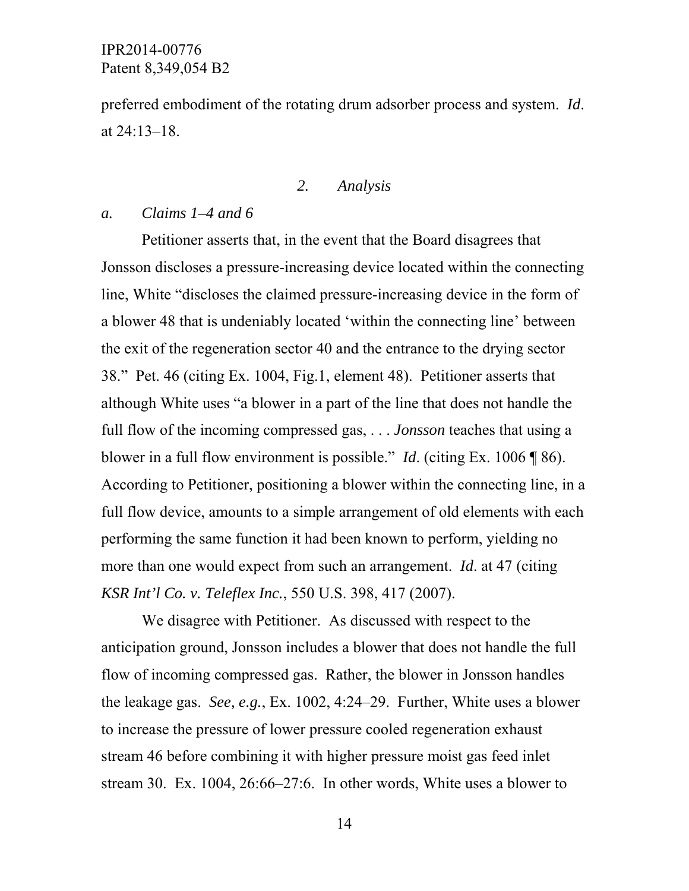preferred embodiment of the rotating drum adsorber process and system. *Id*. at 24:13–18.

### *2. Analysis*

#### *a. Claims 1–4 and 6*

Petitioner asserts that, in the event that the Board disagrees that Jonsson discloses a pressure-increasing device located within the connecting line, White "discloses the claimed pressure-increasing device in the form of a blower 48 that is undeniably located 'within the connecting line' between the exit of the regeneration sector 40 and the entrance to the drying sector 38." Pet. 46 (citing Ex. 1004, Fig.1, element 48). Petitioner asserts that although White uses "a blower in a part of the line that does not handle the full flow of the incoming compressed gas, . . . *Jonsson* teaches that using a blower in a full flow environment is possible." *Id*. (citing Ex. 1006 ¶ 86). According to Petitioner, positioning a blower within the connecting line, in a full flow device, amounts to a simple arrangement of old elements with each performing the same function it had been known to perform, yielding no more than one would expect from such an arrangement. *Id*. at 47 (citing *KSR Int'l Co. v. Teleflex Inc.*, 550 U.S. 398, 417 (2007).

We disagree with Petitioner. As discussed with respect to the anticipation ground, Jonsson includes a blower that does not handle the full flow of incoming compressed gas. Rather, the blower in Jonsson handles the leakage gas. *See, e.g.*, Ex. 1002, 4:24–29. Further, White uses a blower to increase the pressure of lower pressure cooled regeneration exhaust stream 46 before combining it with higher pressure moist gas feed inlet stream 30. Ex. 1004, 26:66–27:6. In other words, White uses a blower to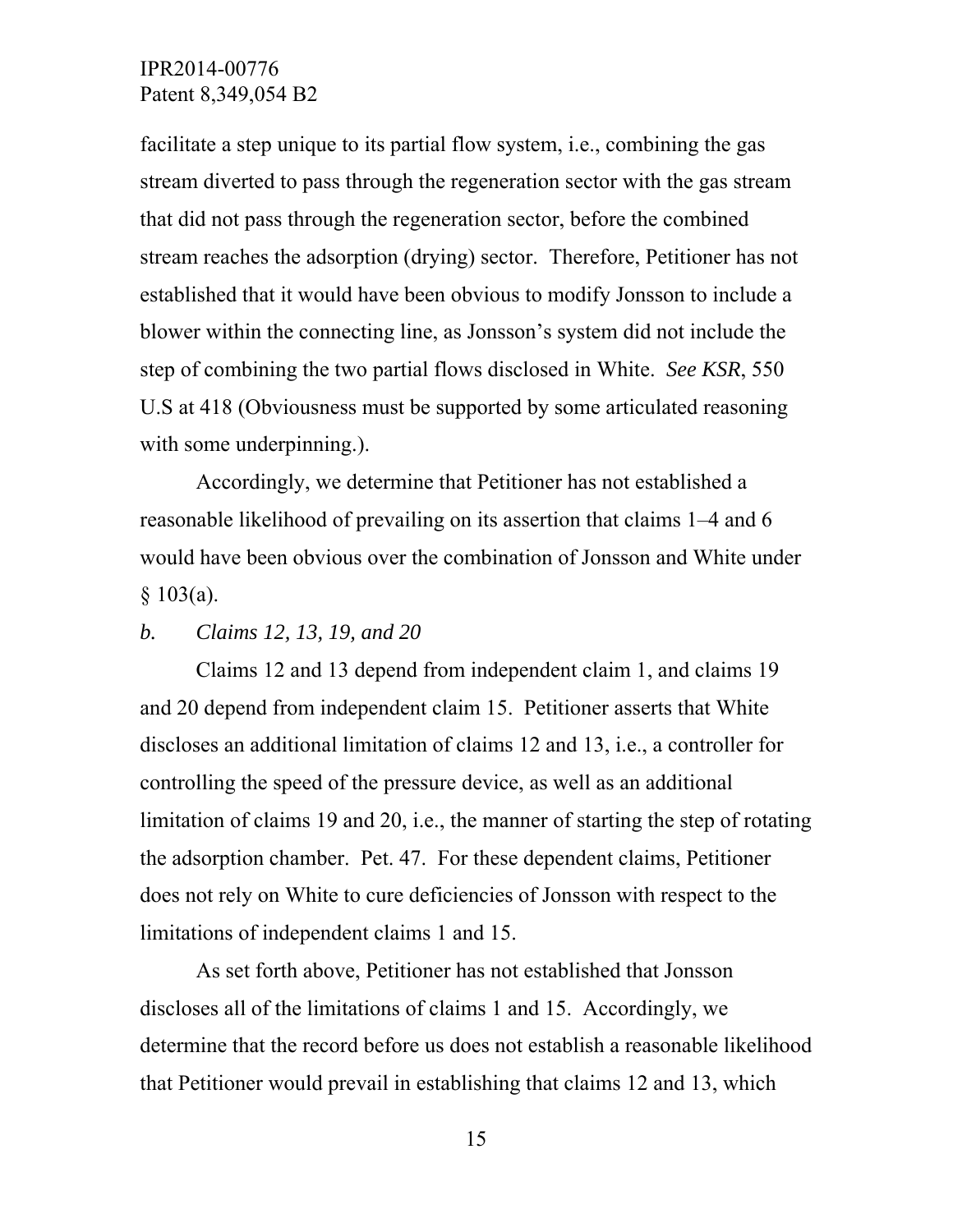facilitate a step unique to its partial flow system, i.e., combining the gas stream diverted to pass through the regeneration sector with the gas stream that did not pass through the regeneration sector, before the combined stream reaches the adsorption (drying) sector. Therefore, Petitioner has not established that it would have been obvious to modify Jonsson to include a blower within the connecting line, as Jonsson's system did not include the step of combining the two partial flows disclosed in White. *See KSR*, 550 U.S at 418 (Obviousness must be supported by some articulated reasoning with some underpinning.).

Accordingly, we determine that Petitioner has not established a reasonable likelihood of prevailing on its assertion that claims 1–4 and 6 would have been obvious over the combination of Jonsson and White under § 103(a).

*b. Claims 12, 13, 19, and 20*

Claims 12 and 13 depend from independent claim 1, and claims 19 and 20 depend from independent claim 15. Petitioner asserts that White discloses an additional limitation of claims 12 and 13, i.e., a controller for controlling the speed of the pressure device, as well as an additional limitation of claims 19 and 20, i.e., the manner of starting the step of rotating the adsorption chamber. Pet. 47. For these dependent claims, Petitioner does not rely on White to cure deficiencies of Jonsson with respect to the limitations of independent claims 1 and 15.

As set forth above, Petitioner has not established that Jonsson discloses all of the limitations of claims 1 and 15. Accordingly, we determine that the record before us does not establish a reasonable likelihood that Petitioner would prevail in establishing that claims 12 and 13, which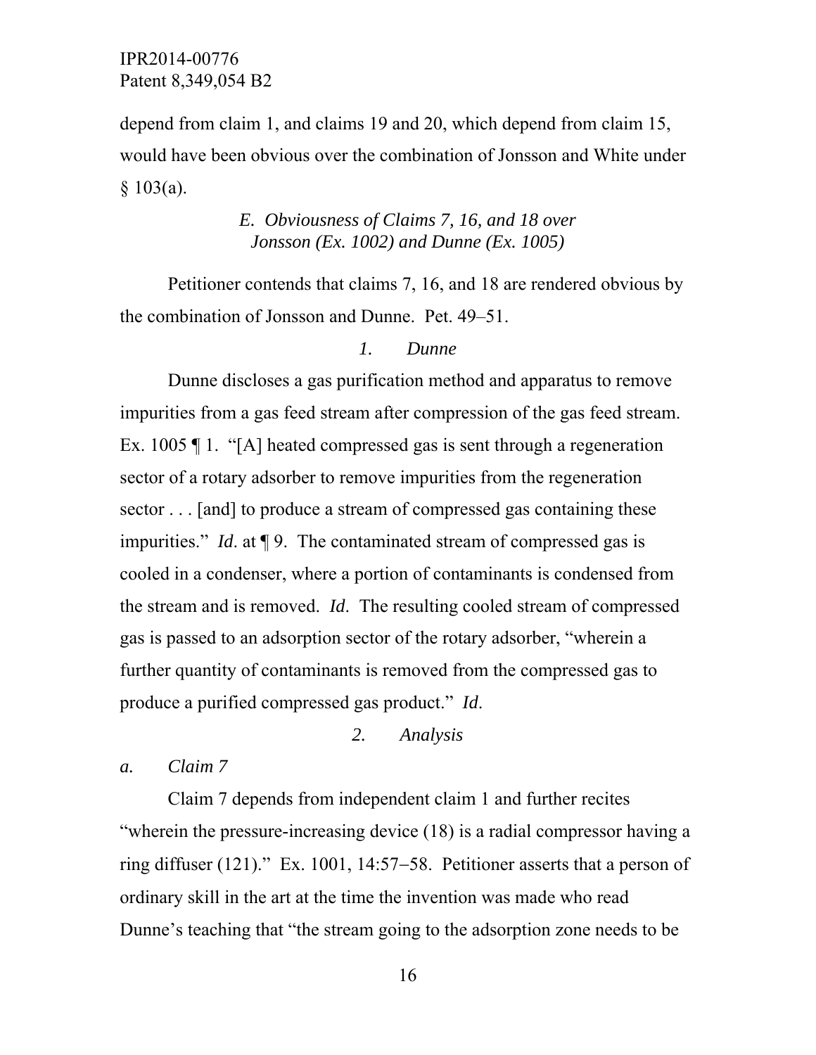depend from claim 1, and claims 19 and 20, which depend from claim 15, would have been obvious over the combination of Jonsson and White under § 103(a).

### *E. Obviousness of Claims 7, 16, and 18 over Jonsson (Ex. 1002) and Dunne (Ex. 1005)*

Petitioner contends that claims 7, 16, and 18 are rendered obvious by the combination of Jonsson and Dunne. Pet. 49–51.

#### *1. Dunne*

Dunne discloses a gas purification method and apparatus to remove impurities from a gas feed stream after compression of the gas feed stream. Ex. 1005 ¶ 1. "[A] heated compressed gas is sent through a regeneration sector of a rotary adsorber to remove impurities from the regeneration sector . . . [and] to produce a stream of compressed gas containing these impurities." *Id*. at ¶ 9. The contaminated stream of compressed gas is cooled in a condenser, where a portion of contaminants is condensed from the stream and is removed. *Id*. The resulting cooled stream of compressed gas is passed to an adsorption sector of the rotary adsorber, "wherein a further quantity of contaminants is removed from the compressed gas to produce a purified compressed gas product." *Id*.

#### *2. Analysis*

*a. Claim 7*

Claim 7 depends from independent claim 1 and further recites "wherein the pressure-increasing device (18) is a radial compressor having a ring diffuser (121)." Ex. 1001, 14:57−58. Petitioner asserts that a person of ordinary skill in the art at the time the invention was made who read Dunne's teaching that "the stream going to the adsorption zone needs to be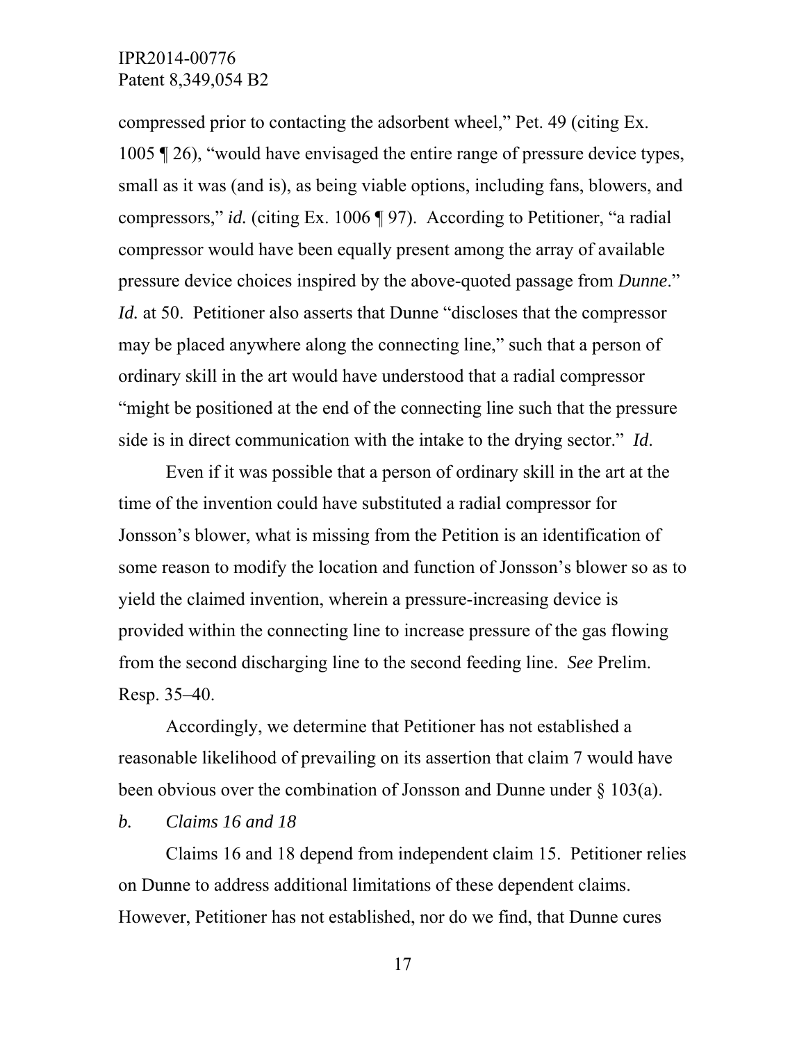compressed prior to contacting the adsorbent wheel," Pet. 49 (citing Ex. 1005 ¶ 26), "would have envisaged the entire range of pressure device types, small as it was (and is), as being viable options, including fans, blowers, and compressors," *id.* (citing Ex. 1006 ¶ 97). According to Petitioner, "a radial compressor would have been equally present among the array of available pressure device choices inspired by the above-quoted passage from *Dunne*." *Id.* at 50. Petitioner also asserts that Dunne "discloses that the compressor may be placed anywhere along the connecting line," such that a person of ordinary skill in the art would have understood that a radial compressor "might be positioned at the end of the connecting line such that the pressure side is in direct communication with the intake to the drying sector." *Id*.

Even if it was possible that a person of ordinary skill in the art at the time of the invention could have substituted a radial compressor for Jonsson's blower, what is missing from the Petition is an identification of some reason to modify the location and function of Jonsson's blower so as to yield the claimed invention, wherein a pressure-increasing device is provided within the connecting line to increase pressure of the gas flowing from the second discharging line to the second feeding line. *See* Prelim. Resp. 35–40.

Accordingly, we determine that Petitioner has not established a reasonable likelihood of prevailing on its assertion that claim 7 would have been obvious over the combination of Jonsson and Dunne under § 103(a).

*b. Claims 16 and 18*

Claims 16 and 18 depend from independent claim 15. Petitioner relies on Dunne to address additional limitations of these dependent claims. However, Petitioner has not established, nor do we find, that Dunne cures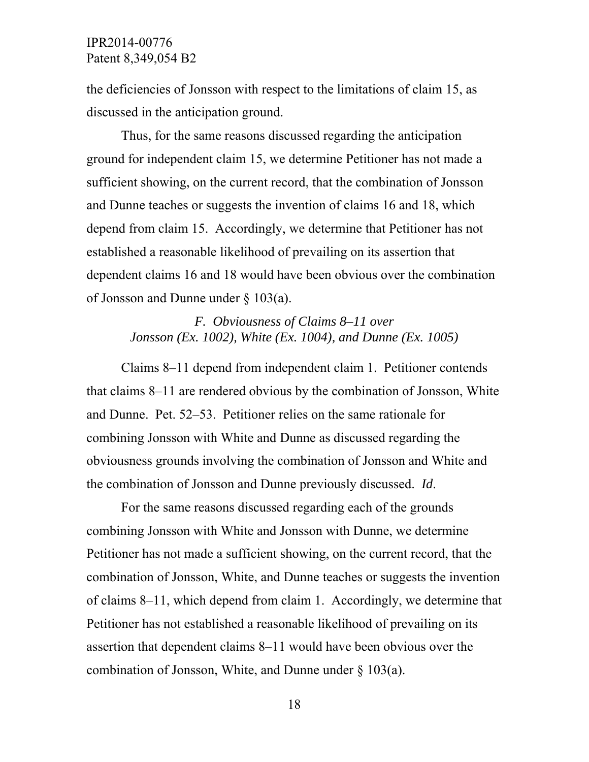the deficiencies of Jonsson with respect to the limitations of claim 15, as discussed in the anticipation ground.

Thus, for the same reasons discussed regarding the anticipation ground for independent claim 15, we determine Petitioner has not made a sufficient showing, on the current record, that the combination of Jonsson and Dunne teaches or suggests the invention of claims 16 and 18, which depend from claim 15. Accordingly, we determine that Petitioner has not established a reasonable likelihood of prevailing on its assertion that dependent claims 16 and 18 would have been obvious over the combination of Jonsson and Dunne under § 103(a).

### *F. Obviousness of Claims 8–11 over Jonsson (Ex. 1002), White (Ex. 1004), and Dunne (Ex. 1005)*

Claims 8–11 depend from independent claim 1. Petitioner contends that claims 8–11 are rendered obvious by the combination of Jonsson, White and Dunne. Pet. 52–53. Petitioner relies on the same rationale for combining Jonsson with White and Dunne as discussed regarding the obviousness grounds involving the combination of Jonsson and White and the combination of Jonsson and Dunne previously discussed. *Id*.

For the same reasons discussed regarding each of the grounds combining Jonsson with White and Jonsson with Dunne, we determine Petitioner has not made a sufficient showing, on the current record, that the combination of Jonsson, White, and Dunne teaches or suggests the invention of claims 8–11, which depend from claim 1. Accordingly, we determine that Petitioner has not established a reasonable likelihood of prevailing on its assertion that dependent claims 8–11 would have been obvious over the combination of Jonsson, White, and Dunne under § 103(a).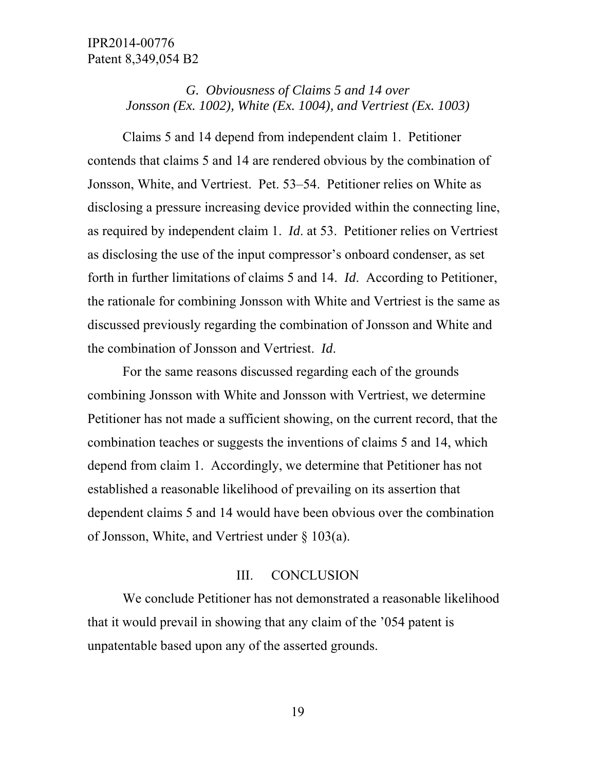### *G. Obviousness of Claims 5 and 14 over Jonsson (Ex. 1002), White (Ex. 1004), and Vertriest (Ex. 1003)*

Claims 5 and 14 depend from independent claim 1. Petitioner contends that claims 5 and 14 are rendered obvious by the combination of Jonsson, White, and Vertriest. Pet. 53–54. Petitioner relies on White as disclosing a pressure increasing device provided within the connecting line, as required by independent claim 1. *Id*. at 53. Petitioner relies on Vertriest as disclosing the use of the input compressor's onboard condenser, as set forth in further limitations of claims 5 and 14. *Id*. According to Petitioner, the rationale for combining Jonsson with White and Vertriest is the same as discussed previously regarding the combination of Jonsson and White and the combination of Jonsson and Vertriest. *Id*.

For the same reasons discussed regarding each of the grounds combining Jonsson with White and Jonsson with Vertriest, we determine Petitioner has not made a sufficient showing, on the current record, that the combination teaches or suggests the inventions of claims 5 and 14, which depend from claim 1. Accordingly, we determine that Petitioner has not established a reasonable likelihood of prevailing on its assertion that dependent claims 5 and 14 would have been obvious over the combination of Jonsson, White, and Vertriest under § 103(a).

## III. CONCLUSION

We conclude Petitioner has not demonstrated a reasonable likelihood that it would prevail in showing that any claim of the '054 patent is unpatentable based upon any of the asserted grounds.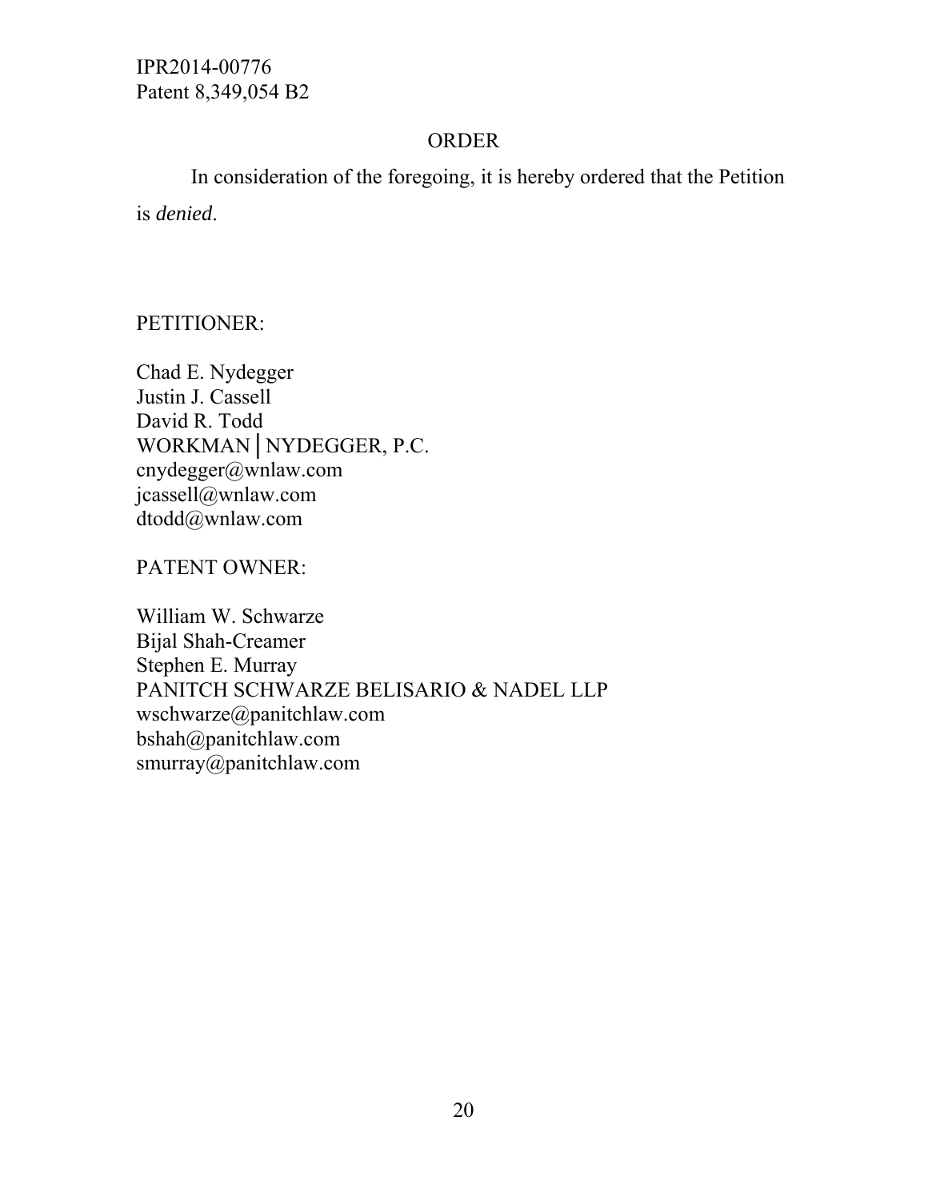## ORDER

In consideration of the foregoing, it is hereby ordered that the Petition is *denied*.

PETITIONER:

Chad E. Nydegger
Justin J. Cassell
David R. Todd
WORKMAN│NYDEGGER, P.C.
cnydegger@wnlaw.com
jcassell@wnlaw.com
dtodd@wnlaw.com

PATENT OWNER:

William W. Schwarze
Bijal Shah-Creamer
Stephen E. Murray
PANITCH SCHWARZE BELISARIO & NADEL LLP
wschwarze@panitchlaw.com
bshah@panitchlaw.com
smurray@panitchlaw.com